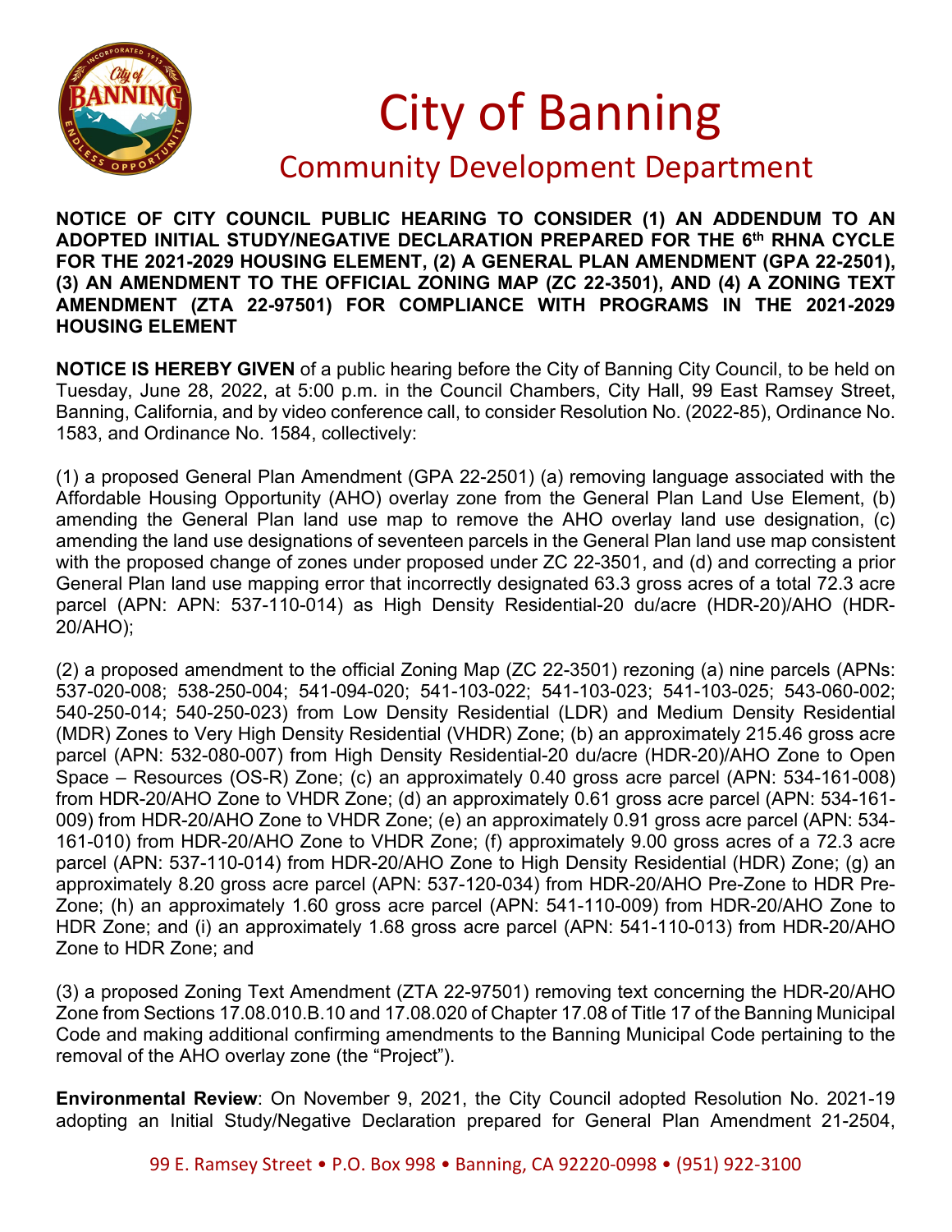# City of Banning

## Community Development Department

**NOTICE OF CITY COUNCIL PUBLIC HEARING TO CONSIDER (1) AN ADDENDUM TO AN ADOPTED INITIAL STUDY/NEGATIVE DECLARATION PREPARED FOR THE 6th RHNA CYCLE FOR THE 2021-2029 HOUSING ELEMENT, (2) A GENERAL PLAN AMENDMENT (GPA 22-2501), (3) AN AMENDMENT TO THE OFFICIAL ZONING MAP (ZC 22-3501), AND (4) A ZONING TEXT AMENDMENT (ZTA 22-97501) FOR COMPLIANCE WITH PROGRAMS IN THE 2021-2029 HOUSING ELEMENT**

**NOTICE IS HEREBY GIVEN** of a public hearing before the City of Banning City Council, to be held on Tuesday, June 28, 2022, at 5:00 p.m. in the Council Chambers, City Hall, 99 East Ramsey Street, Banning, California, and by video conference call, to consider Resolution No. (2022-85), Ordinance No. 1583, and Ordinance No. 1584, collectively:

(1) a proposed General Plan Amendment (GPA 22-2501) (a) removing language associated with the Affordable Housing Opportunity (AHO) overlay zone from the General Plan Land Use Element, (b) amending the General Plan land use map to remove the AHO overlay land use designation, (c) amending the land use designations of seventeen parcels in the General Plan land use map consistent with the proposed change of zones under proposed under ZC 22-3501, and (d) and correcting a prior General Plan land use mapping error that incorrectly designated 63.3 gross acres of a total 72.3 acre parcel (APN: APN: 537-110-014) as High Density Residential-20 du/acre (HDR-20)/AHO (HDR-20/AHO);

(2) a proposed amendment to the official Zoning Map (ZC 22-3501) rezoning (a) nine parcels (APNs: 537-020-008; 538-250-004; 541-094-020; 541-103-022; 541-103-023; 541-103-025; 543-060-002; 540-250-014; 540-250-023) from Low Density Residential (LDR) and Medium Density Residential (MDR) Zones to Very High Density Residential (VHDR) Zone; (b) an approximately 215.46 gross acre parcel (APN: 532-080-007) from High Density Residential-20 du/acre (HDR-20)/AHO Zone to Open Space – Resources (OS-R) Zone; (c) an approximately 0.40 gross acre parcel (APN: 534-161-008) from HDR-20/AHO Zone to VHDR Zone; (d) an approximately 0.61 gross acre parcel (APN: 534-161-009) from HDR-20/AHO Zone to VHDR Zone; (e) an approximately 0.91 gross acre parcel (APN: 534-161-010) from HDR-20/AHO Zone to VHDR Zone; (f) approximately 9.00 gross acres of a 72.3 acre parcel (APN: 537-110-014) from HDR-20/AHO Zone to High Density Residential (HDR) Zone; (g) an approximately 8.20 gross acre parcel (APN: 537-120-034) from HDR-20/AHO Pre-Zone to HDR Pre-Zone; (h) an approximately 1.60 gross acre parcel (APN: 541-110-009) from HDR-20/AHO Zone to HDR Zone; and (i) an approximately 1.68 gross acre parcel (APN: 541-110-013) from HDR-20/AHO Zone to HDR Zone; and

(3) a proposed Zoning Text Amendment (ZTA 22-97501) removing text concerning the HDR-20/AHO Zone from Sections 17.08.010.B.10 and 17.08.020 of Chapter 17.08 of Title 17 of the Banning Municipal Code and making additional confirming amendments to the Banning Municipal Code pertaining to the removal of the AHO overlay zone (the "Project").

**Environmental Review**: On November 9, 2021, the City Council adopted Resolution No. 2021-19 adopting an Initial Study/Negative Declaration prepared for General Plan Amendment 21-2504,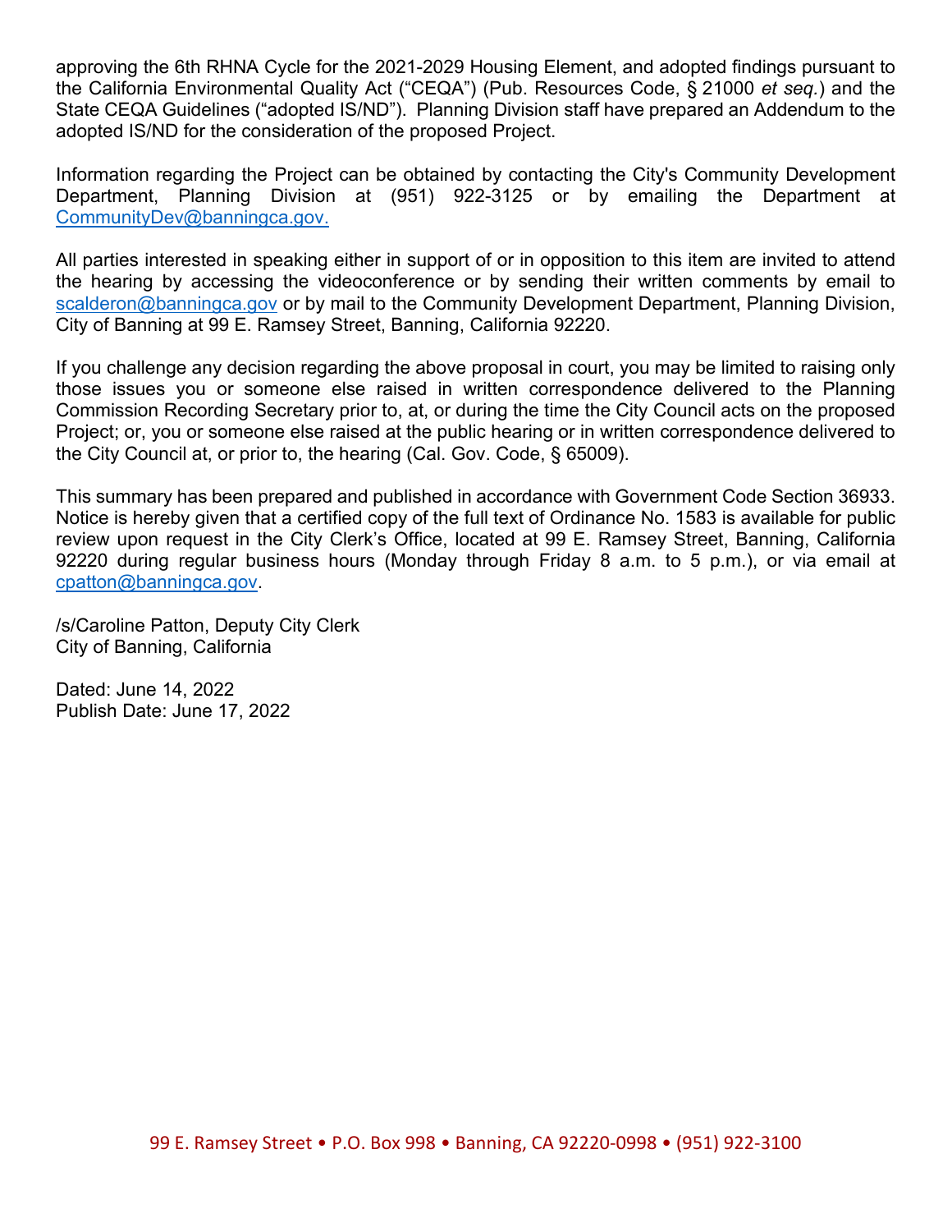approving the 6th RHNA Cycle for the 2021-2029 Housing Element, and adopted findings pursuant to the California Environmental Quality Act ("CEQA") (Pub. Resources Code, § 21000 *et seq.*) and the State CEQA Guidelines ("adopted IS/ND"). Planning Division staff have prepared an Addendum to the adopted IS/ND for the consideration of the proposed Project.

Information regarding the Project can be obtained by contacting the City's Community Development Department, Planning Division at (951) 922-3125 or by emailing the Department at CommunityDev@banningca.gov.

All parties interested in speaking either in support of or in opposition to this item are invited to attend the hearing by accessing the videoconference or by sending their written comments by email to scalderon@banningca.gov or by mail to the Community Development Department, Planning Division, City of Banning at 99 E. Ramsey Street, Banning, California 92220.

If you challenge any decision regarding the above proposal in court, you may be limited to raising only those issues you or someone else raised in written correspondence delivered to the Planning Commission Recording Secretary prior to, at, or during the time the City Council acts on the proposed Project; or, you or someone else raised at the public hearing or in written correspondence delivered to the City Council at, or prior to, the hearing (Cal. Gov. Code, § 65009).

This summary has been prepared and published in accordance with Government Code Section 36933. Notice is hereby given that a certified copy of the full text of Ordinance No. 1583 is available for public review upon request in the City Clerk's Office, located at 99 E. Ramsey Street, Banning, California 92220 during regular business hours (Monday through Friday 8 a.m. to 5 p.m.), or via email at cpatton@banningca.gov.

/s/Caroline Patton, Deputy City Clerk
City of Banning, California

Dated: June 14, 2022
Publish Date: June 17, 2022